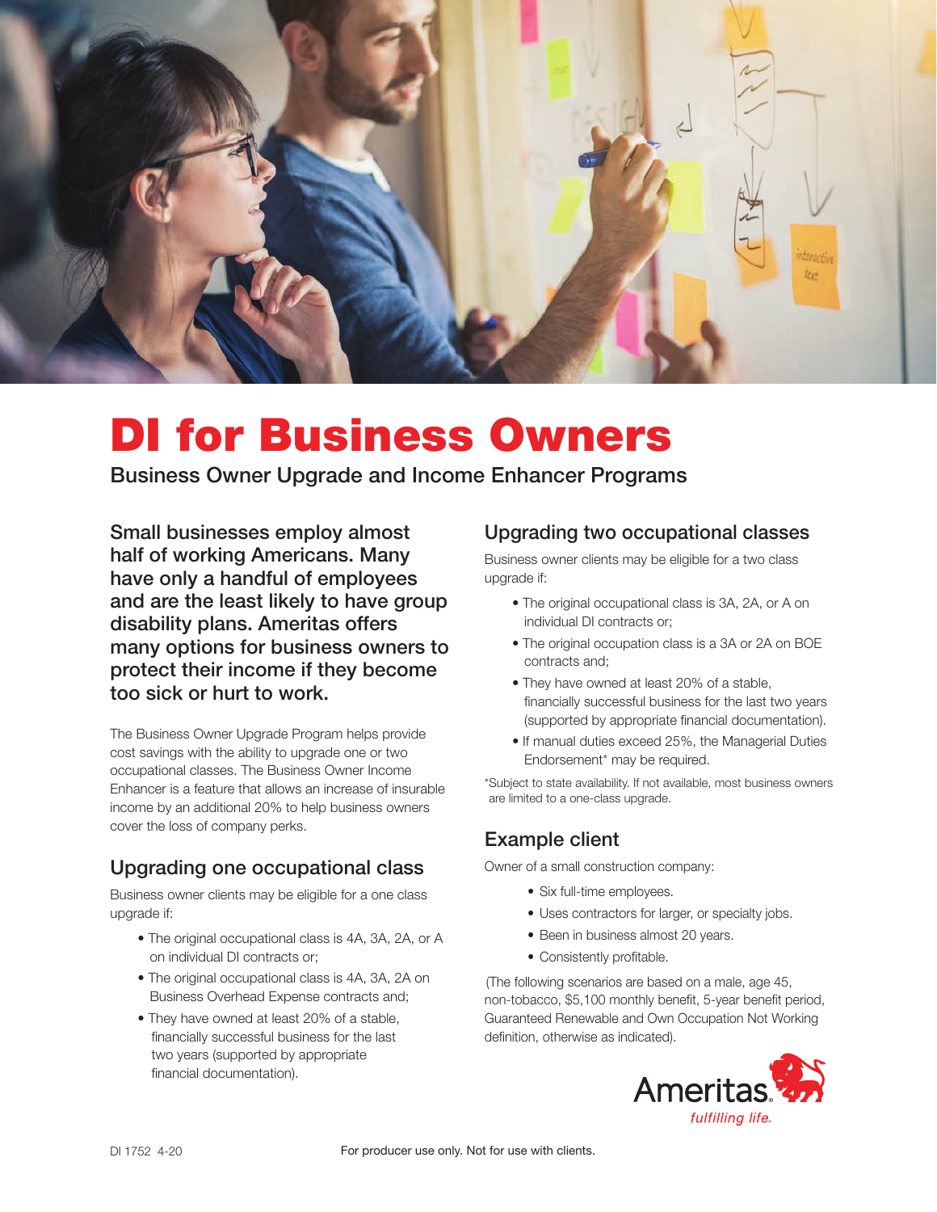# DI for Business Owners

## Business Owner Upgrade and Income Enhancer Programs

**Small businesses employ almost half of working Americans. Many have only a handful of employees and are the least likely to have group disability plans. Ameritas offers many options for business owners to protect their income if they become too sick or hurt to work.**

The Business Owner Upgrade Program helps provide cost savings with the ability to upgrade one or two occupational classes. The Business Owner Income Enhancer is a feature that allows an increase of insurable income by an additional 20% to help business owners cover the loss of company perks.

### Upgrading one occupational class

Business owner clients may be eligible for a one class upgrade if:

- The original occupational class is 4A, 3A, 2A, or A on individual DI contracts or;
- The original occupational class is 4A, 3A, 2A on Business Overhead Expense contracts and;
- They have owned at least 20% of a stable, financially successful business for the last two years (supported by appropriate financial documentation).

### Upgrading two occupational classes

Business owner clients may be eligible for a two class upgrade if:

- The original occupational class is 3A, 2A, or A on individual DI contracts or;
- The original occupation class is a 3A or 2A on BOE contracts and;
- They have owned at least 20% of a stable, financially successful business for the last two years (supported by appropriate financial documentation).
- If manual duties exceed 25%, the Managerial Duties Endorsement* may be required.

*Subject to state availability. If not available, most business owners are limited to a one-class upgrade.

### Example client

Owner of a small construction company:

- Six full-time employees.
- Uses contractors for larger, or specialty jobs.
- Been in business almost 20 years.
- Consistently profitable.

(The following scenarios are based on a male, age 45, non-tobacco, $5,100 monthly benefit, 5-year benefit period, Guaranteed Renewable and Own Occupation Not Working definition, otherwise as indicated).

Ameritas *fulfilling life.*

DI 1752 4-20

For producer use only. Not for use with clients.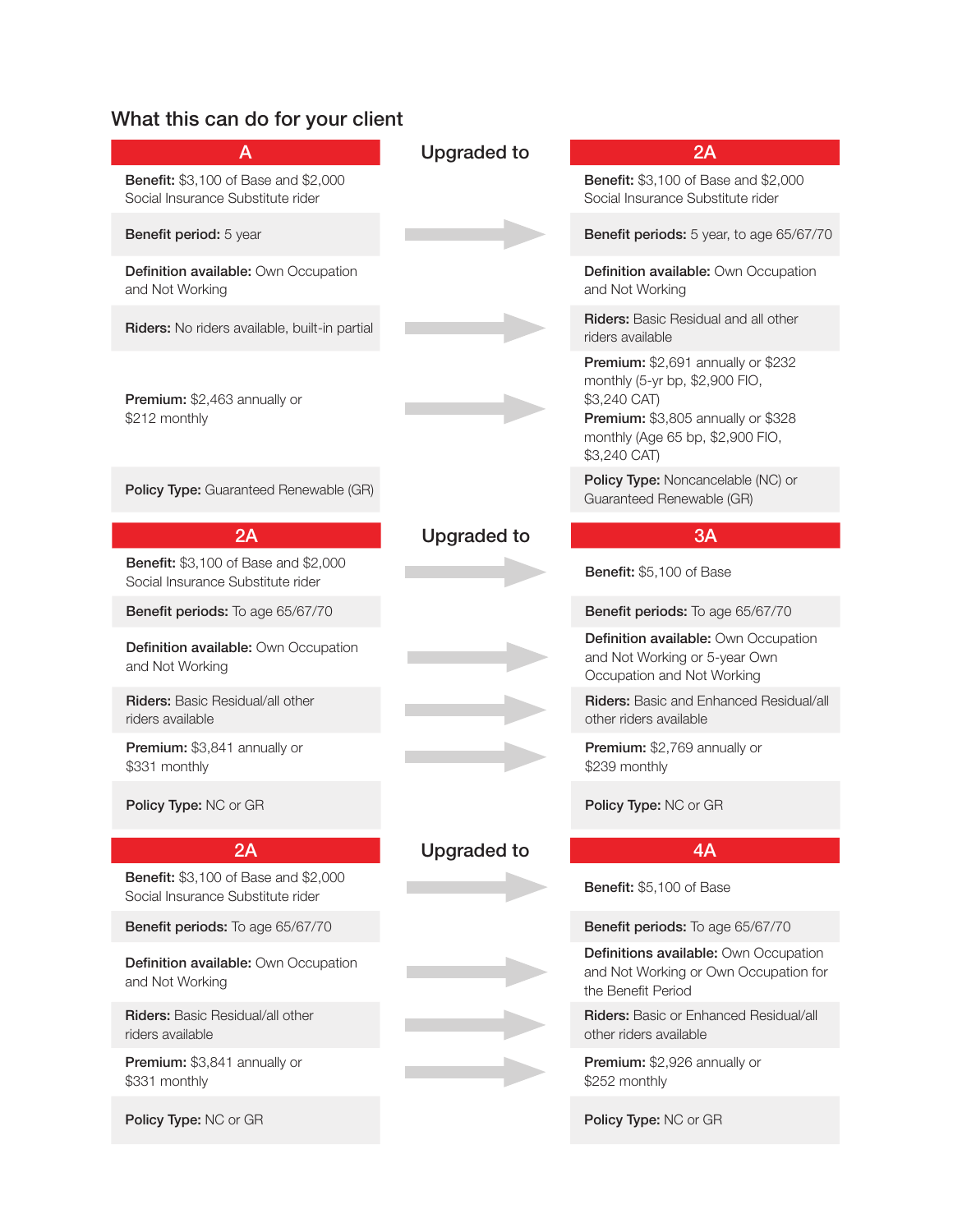## What this can do for your client

| A | Upgraded to | 2A |
|---|---|---|
| **Benefit:** $3,100 of Base and $2,000 Social Insurance Substitute rider | | **Benefit:** $3,100 of Base and $2,000 Social Insurance Substitute rider |
| **Benefit period:** 5 year | → | **Benefit periods:** 5 year, to age 65/67/70 |
| **Definition available:** Own Occupation and Not Working | | **Definition available:** Own Occupation and Not Working |
| **Riders:** No riders available, built-in partial | → | **Riders:** Basic Residual and all other riders available |
| **Premium:** $2,463 annually or $212 monthly | → | **Premium:** $2,691 annually or $232 monthly (5-yr bp, $2,900 FIO, $3,240 CAT) **Premium:** $3,805 annually or $328 monthly (Age 65 bp, $2,900 FIO, $3,240 CAT) |
| **Policy Type:** Guaranteed Renewable (GR) | | **Policy Type:** Noncancelable (NC) or Guaranteed Renewable (GR) |

| 2A | Upgraded to | 3A |
|---|---|---|
| **Benefit:** $3,100 of Base and $2,000 Social Insurance Substitute rider | → | **Benefit:** $5,100 of Base |
| **Benefit periods:** To age 65/67/70 | | **Benefit periods:** To age 65/67/70 |
| **Definition available:** Own Occupation and Not Working | → | **Definition available:** Own Occupation and Not Working or 5-year Own Occupation and Not Working |
| **Riders:** Basic Residual/all other riders available | → | **Riders:** Basic and Enhanced Residual/all other riders available |
| **Premium:** $3,841 annually or $331 monthly | → | **Premium:** $2,769 annually or $239 monthly |
| **Policy Type:** NC or GR | | **Policy Type:** NC or GR |

| 2A | Upgraded to | 4A |
|---|---|---|
| **Benefit:** $3,100 of Base and $2,000 Social Insurance Substitute rider | → | **Benefit:** $5,100 of Base |
| **Benefit periods:** To age 65/67/70 | | **Benefit periods:** To age 65/67/70 |
| **Definition available:** Own Occupation and Not Working | → | **Definitions available:** Own Occupation and Not Working or Own Occupation for the Benefit Period |
| **Riders:** Basic Residual/all other riders available | → | **Riders:** Basic or Enhanced Residual/all other riders available |
| **Premium:** $3,841 annually or $331 monthly | → | **Premium:** $2,926 annually or $252 monthly |
| **Policy Type:** NC or GR | | **Policy Type:** NC or GR |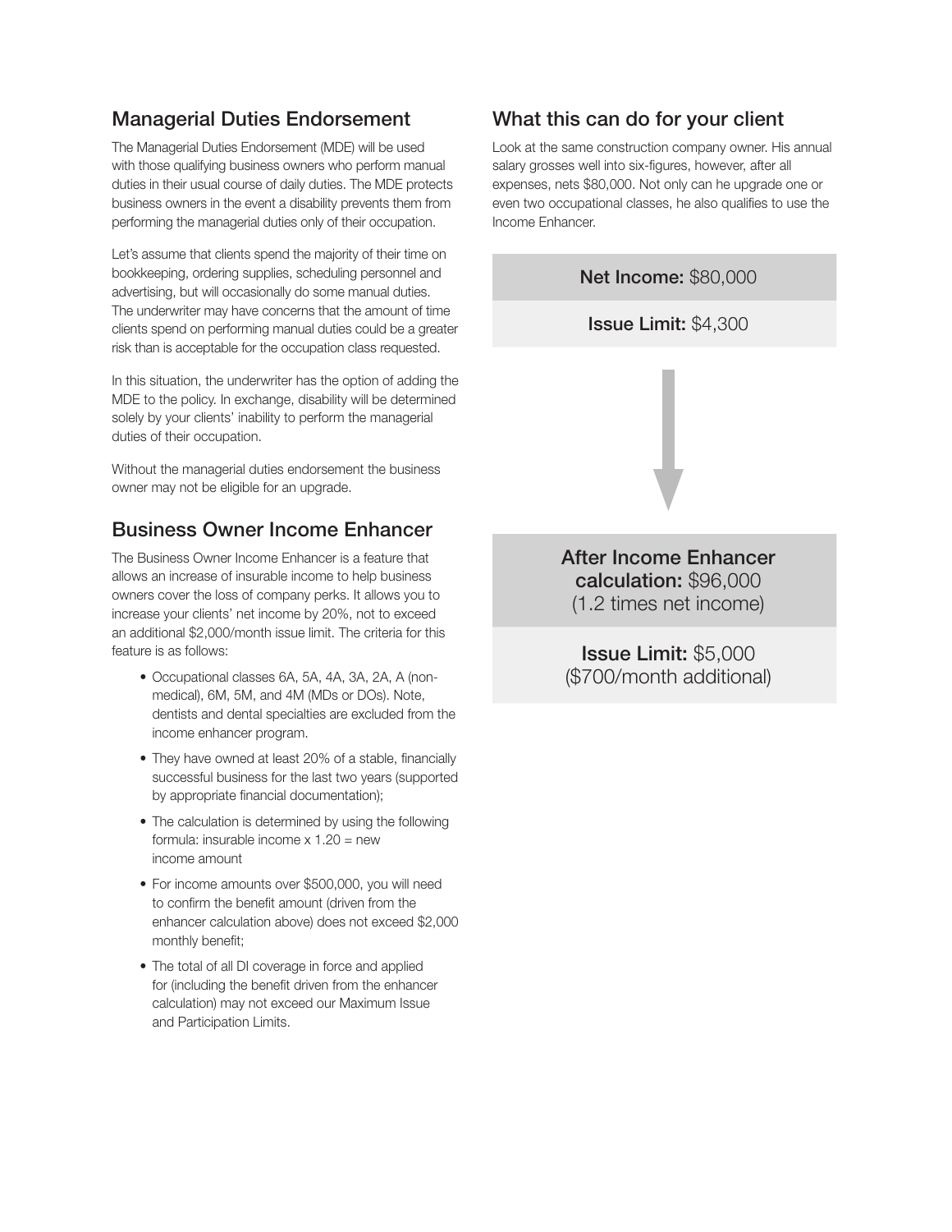## Managerial Duties Endorsement

The Managerial Duties Endorsement (MDE) will be used with those qualifying business owners who perform manual duties in their usual course of daily duties. The MDE protects business owners in the event a disability prevents them from performing the managerial duties only of their occupation.

Let's assume that clients spend the majority of their time on bookkeeping, ordering supplies, scheduling personnel and advertising, but will occasionally do some manual duties. The underwriter may have concerns that the amount of time clients spend on performing manual duties could be a greater risk than is acceptable for the occupation class requested.

In this situation, the underwriter has the option of adding the MDE to the policy. In exchange, disability will be determined solely by your clients' inability to perform the managerial duties of their occupation.

Without the managerial duties endorsement the business owner may not be eligible for an upgrade.

## Business Owner Income Enhancer

The Business Owner Income Enhancer is a feature that allows an increase of insurable income to help business owners cover the loss of company perks. It allows you to increase your clients' net income by 20%, not to exceed an additional $2,000/month issue limit. The criteria for this feature is as follows:

- Occupational classes 6A, 5A, 4A, 3A, 2A, A (non-medical), 6M, 5M, and 4M (MDs or DOs). Note, dentists and dental specialties are excluded from the income enhancer program.
- They have owned at least 20% of a stable, financially successful business for the last two years (supported by appropriate financial documentation);
- The calculation is determined by using the following formula: insurable income x 1.20 = new income amount
- For income amounts over $500,000, you will need to confirm the benefit amount (driven from the enhancer calculation above) does not exceed $2,000 monthly benefit;
- The total of all DI coverage in force and applied for (including the benefit driven from the enhancer calculation) may not exceed our Maximum Issue and Participation Limits.

## What this can do for your client

Look at the same construction company owner. His annual salary grosses well into six-figures, however, after all expenses, nets $80,000. Not only can he upgrade one or even two occupational classes, he also qualifies to use the Income Enhancer.

**Net Income:** $80,000

**Issue Limit:** $4,300

**After Income Enhancer calculation:** $96,000
(1.2 times net income)

**Issue Limit:** $5,000
($700/month additional)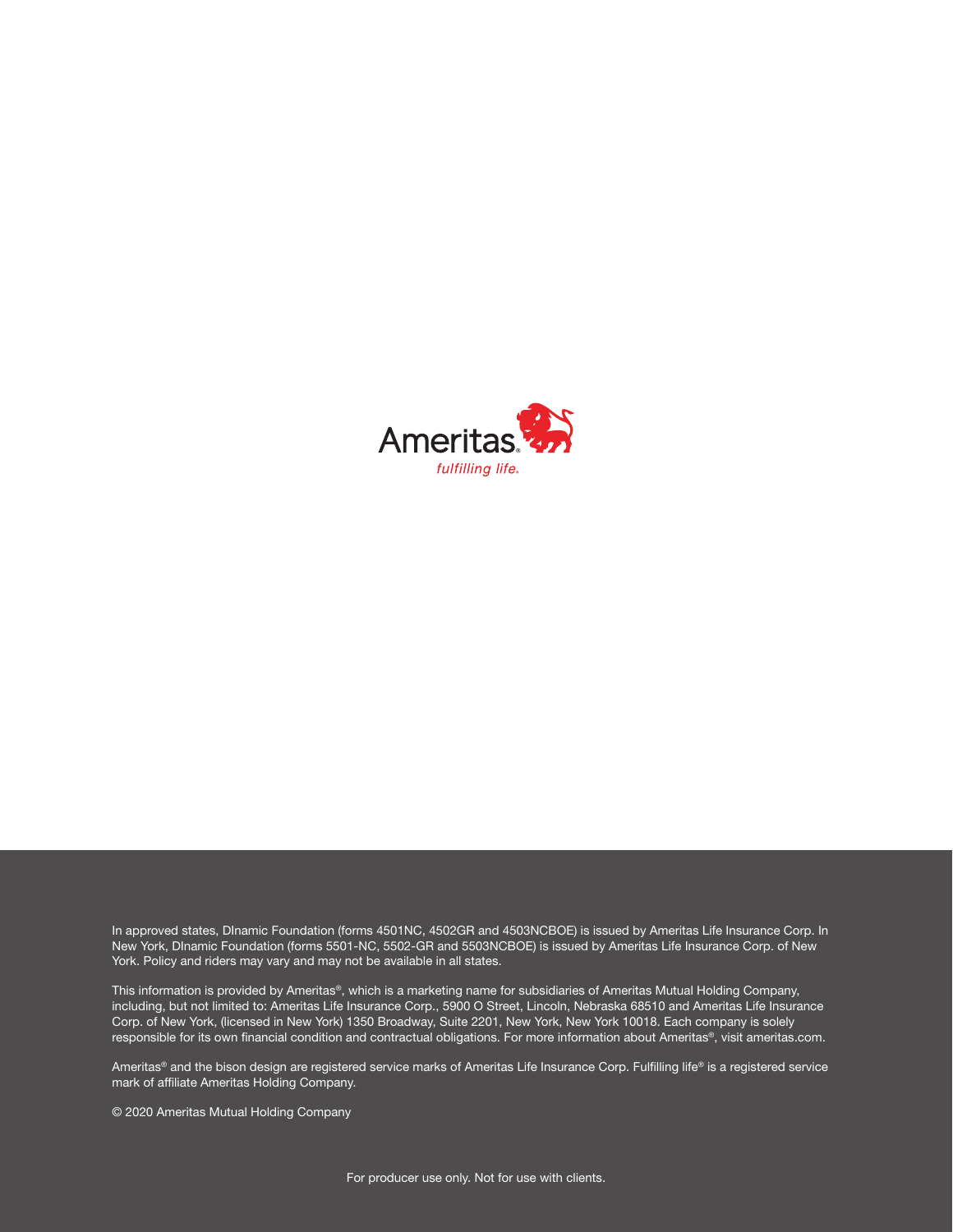Ameritas

*fulfilling life.*

In approved states, DInamic Foundation (forms 4501NC, 4502GR and 4503NCBOE) is issued by Ameritas Life Insurance Corp. In New York, DInamic Foundation (forms 5501-NC, 5502-GR and 5503NCBOE) is issued by Ameritas Life Insurance Corp. of New York. Policy and riders may vary and may not be available in all states.

This information is provided by Ameritas®, which is a marketing name for subsidiaries of Ameritas Mutual Holding Company, including, but not limited to: Ameritas Life Insurance Corp., 5900 O Street, Lincoln, Nebraska 68510 and Ameritas Life Insurance Corp. of New York, (licensed in New York) 1350 Broadway, Suite 2201, New York, New York 10018. Each company is solely responsible for its own financial condition and contractual obligations. For more information about Ameritas®, visit ameritas.com.

Ameritas® and the bison design are registered service marks of Ameritas Life Insurance Corp. Fulfilling life® is a registered service mark of affiliate Ameritas Holding Company.

© 2020 Ameritas Mutual Holding Company

For producer use only. Not for use with clients.